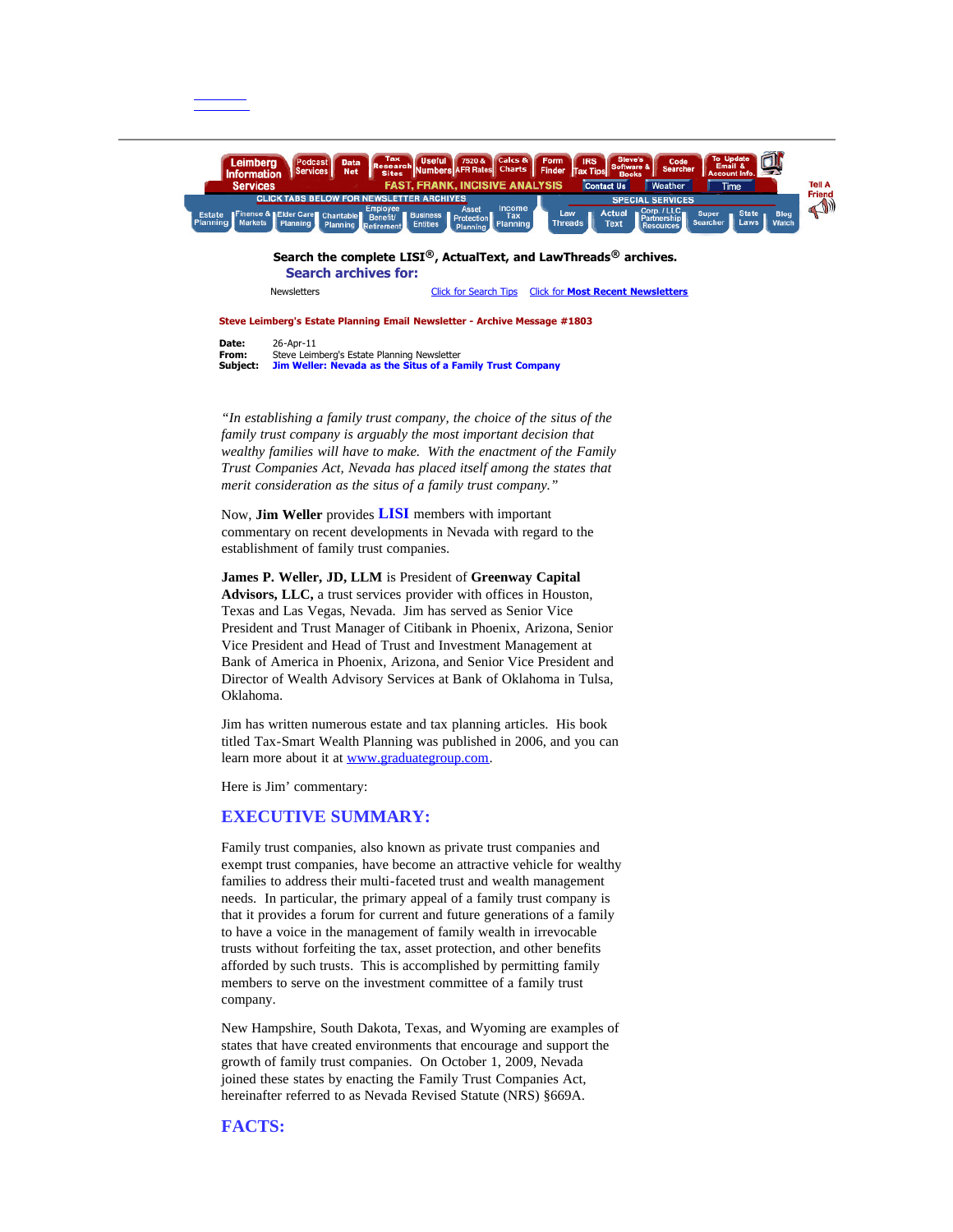Search the complete LISI®, ActualText, and LawThreads® archives.

**Search archives for:**

Newsletters    Click for Search Tips    Click for **Most Recent Newsletters**

**Steve Leimberg's Estate Planning Email Newsletter - Archive Message #1803**

**Date:** 26-Apr-11
**From:** Steve Leimberg's Estate Planning Newsletter
**Subject:** **Jim Weller: Nevada as the Situs of a Family Trust Company**

*"In establishing a family trust company, the choice of the situs of the family trust company is arguably the most important decision that wealthy families will have to make. With the enactment of the Family Trust Companies Act, Nevada has placed itself among the states that merit consideration as the situs of a family trust company."*

Now, **Jim Weller** provides **LISI** members with important commentary on recent developments in Nevada with regard to the establishment of family trust companies.

**James P. Weller, JD, LLM** is President of **Greenway Capital Advisors, LLC,** a trust services provider with offices in Houston, Texas and Las Vegas, Nevada. Jim has served as Senior Vice President and Trust Manager of Citibank in Phoenix, Arizona, Senior Vice President and Head of Trust and Investment Management at Bank of America in Phoenix, Arizona, and Senior Vice President and Director of Wealth Advisory Services at Bank of Oklahoma in Tulsa, Oklahoma.

Jim has written numerous estate and tax planning articles. His book titled Tax-Smart Wealth Planning was published in 2006, and you can learn more about it at www.graduategroup.com.

Here is Jim' commentary:

## EXECUTIVE SUMMARY:

Family trust companies, also known as private trust companies and exempt trust companies, have become an attractive vehicle for wealthy families to address their multi-faceted trust and wealth management needs. In particular, the primary appeal of a family trust company is that it provides a forum for current and future generations of a family to have a voice in the management of family wealth in irrevocable trusts without forfeiting the tax, asset protection, and other benefits afforded by such trusts. This is accomplished by permitting family members to serve on the investment committee of a family trust company.

New Hampshire, South Dakota, Texas, and Wyoming are examples of states that have created environments that encourage and support the growth of family trust companies. On October 1, 2009, Nevada joined these states by enacting the Family Trust Companies Act, hereinafter referred to as Nevada Revised Statute (NRS) §669A.

## FACTS: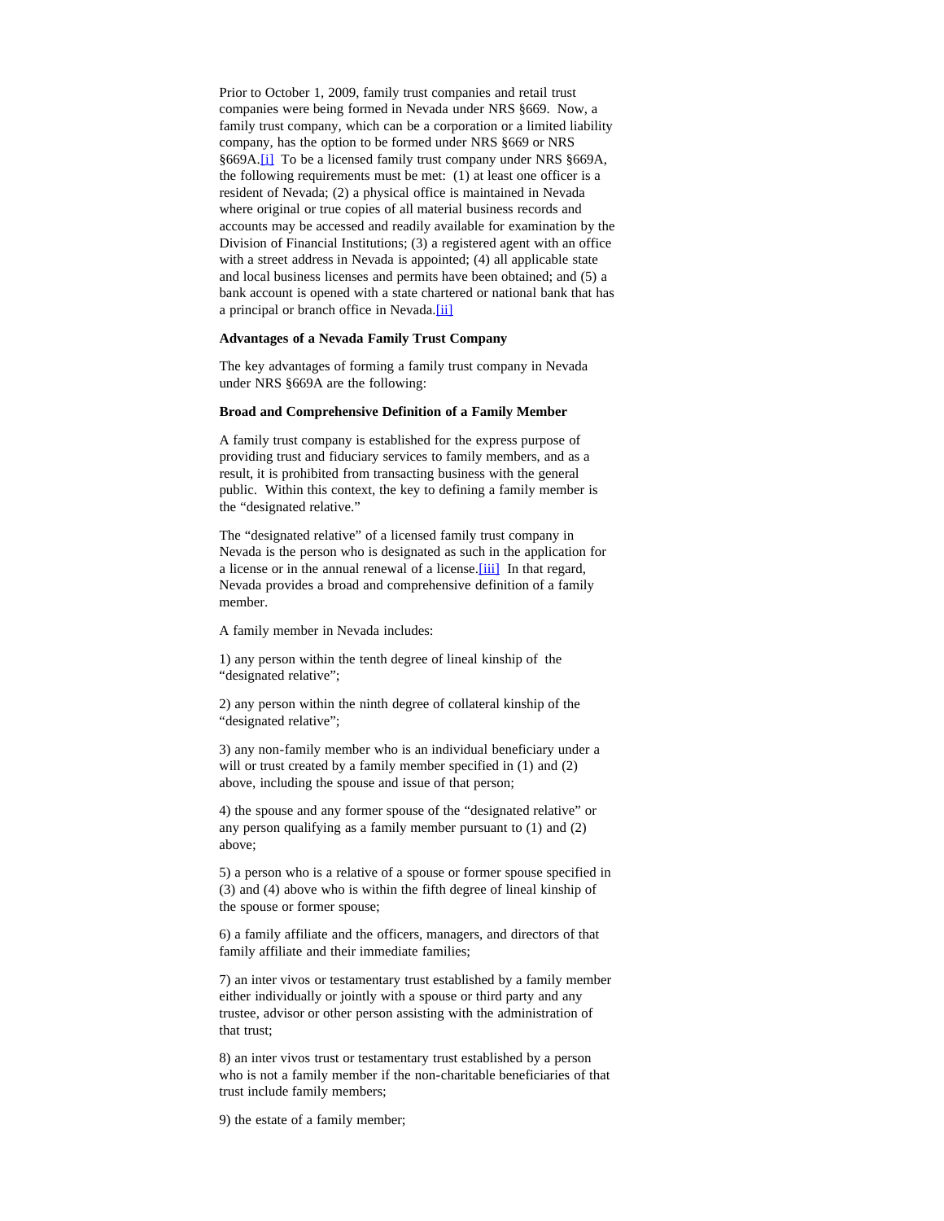Prior to October 1, 2009, family trust companies and retail trust companies were being formed in Nevada under NRS §669. Now, a family trust company, which can be a corporation or a limited liability company, has the option to be formed under NRS §669 or NRS §669A.[i] To be a licensed family trust company under NRS §669A, the following requirements must be met: (1) at least one officer is a resident of Nevada; (2) a physical office is maintained in Nevada where original or true copies of all material business records and accounts may be accessed and readily available for examination by the Division of Financial Institutions; (3) a registered agent with an office with a street address in Nevada is appointed; (4) all applicable state and local business licenses and permits have been obtained; and (5) a bank account is opened with a state chartered or national bank that has a principal or branch office in Nevada.[ii]

**Advantages of a Nevada Family Trust Company**

The key advantages of forming a family trust company in Nevada under NRS §669A are the following:

**Broad and Comprehensive Definition of a Family Member**

A family trust company is established for the express purpose of providing trust and fiduciary services to family members, and as a result, it is prohibited from transacting business with the general public. Within this context, the key to defining a family member is the "designated relative."

The "designated relative" of a licensed family trust company in Nevada is the person who is designated as such in the application for a license or in the annual renewal of a license.[iii] In that regard, Nevada provides a broad and comprehensive definition of a family member.

A family member in Nevada includes:

1) any person within the tenth degree of lineal kinship of the "designated relative";

2) any person within the ninth degree of collateral kinship of the "designated relative";

3) any non-family member who is an individual beneficiary under a will or trust created by a family member specified in (1) and (2) above, including the spouse and issue of that person;

4) the spouse and any former spouse of the "designated relative" or any person qualifying as a family member pursuant to (1) and (2) above;

5) a person who is a relative of a spouse or former spouse specified in (3) and (4) above who is within the fifth degree of lineal kinship of the spouse or former spouse;

6) a family affiliate and the officers, managers, and directors of that family affiliate and their immediate families;

7) an inter vivos or testamentary trust established by a family member either individually or jointly with a spouse or third party and any trustee, advisor or other person assisting with the administration of that trust;

8) an inter vivos trust or testamentary trust established by a person who is not a family member if the non-charitable beneficiaries of that trust include family members;

9) the estate of a family member;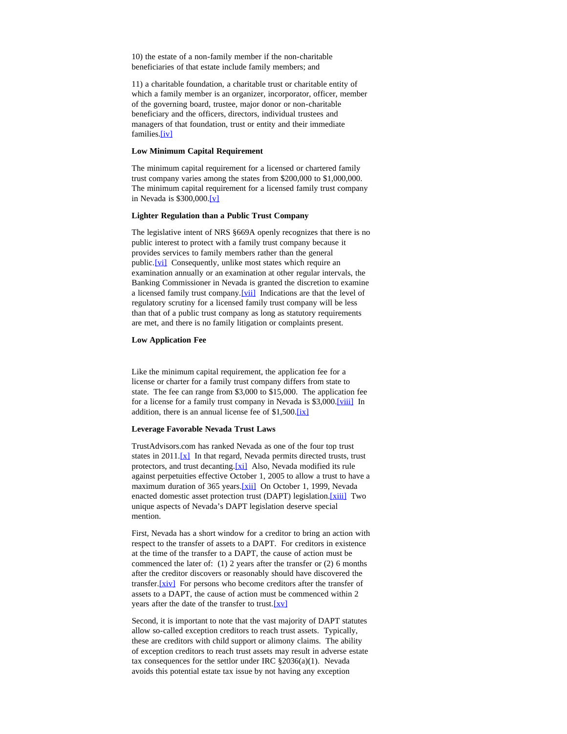10) the estate of a non-family member if the non-charitable beneficiaries of that estate include family members; and

11) a charitable foundation, a charitable trust or charitable entity of which a family member is an organizer, incorporator, officer, member of the governing board, trustee, major donor or non-charitable beneficiary and the officers, directors, individual trustees and managers of that foundation, trust or entity and their immediate families.[iv]

**Low Minimum Capital Requirement**

The minimum capital requirement for a licensed or chartered family trust company varies among the states from $200,000 to $1,000,000. The minimum capital requirement for a licensed family trust company in Nevada is $300,000.[v]

**Lighter Regulation than a Public Trust Company**

The legislative intent of NRS §669A openly recognizes that there is no public interest to protect with a family trust company because it provides services to family members rather than the general public.[vi] Consequently, unlike most states which require an examination annually or an examination at other regular intervals, the Banking Commissioner in Nevada is granted the discretion to examine a licensed family trust company.[vii] Indications are that the level of regulatory scrutiny for a licensed family trust company will be less than that of a public trust company as long as statutory requirements are met, and there is no family litigation or complaints present.

**Low Application Fee**

Like the minimum capital requirement, the application fee for a license or charter for a family trust company differs from state to state. The fee can range from $3,000 to $15,000. The application fee for a license for a family trust company in Nevada is $3,000.[viii] In addition, there is an annual license fee of $1,500.[ix]

**Leverage Favorable Nevada Trust Laws**

TrustAdvisors.com has ranked Nevada as one of the four top trust states in 2011.[x] In that regard, Nevada permits directed trusts, trust protectors, and trust decanting.[xi] Also, Nevada modified its rule against perpetuities effective October 1, 2005 to allow a trust to have a maximum duration of 365 years.[xii] On October 1, 1999, Nevada enacted domestic asset protection trust (DAPT) legislation.[xiii] Two unique aspects of Nevada's DAPT legislation deserve special mention.

First, Nevada has a short window for a creditor to bring an action with respect to the transfer of assets to a DAPT. For creditors in existence at the time of the transfer to a DAPT, the cause of action must be commenced the later of: (1) 2 years after the transfer or (2) 6 months after the creditor discovers or reasonably should have discovered the transfer.[xiv] For persons who become creditors after the transfer of assets to a DAPT, the cause of action must be commenced within 2 years after the date of the transfer to trust.[xv]

Second, it is important to note that the vast majority of DAPT statutes allow so-called exception creditors to reach trust assets. Typically, these are creditors with child support or alimony claims. The ability of exception creditors to reach trust assets may result in adverse estate tax consequences for the settlor under IRC §2036(a)(1). Nevada avoids this potential estate tax issue by not having any exception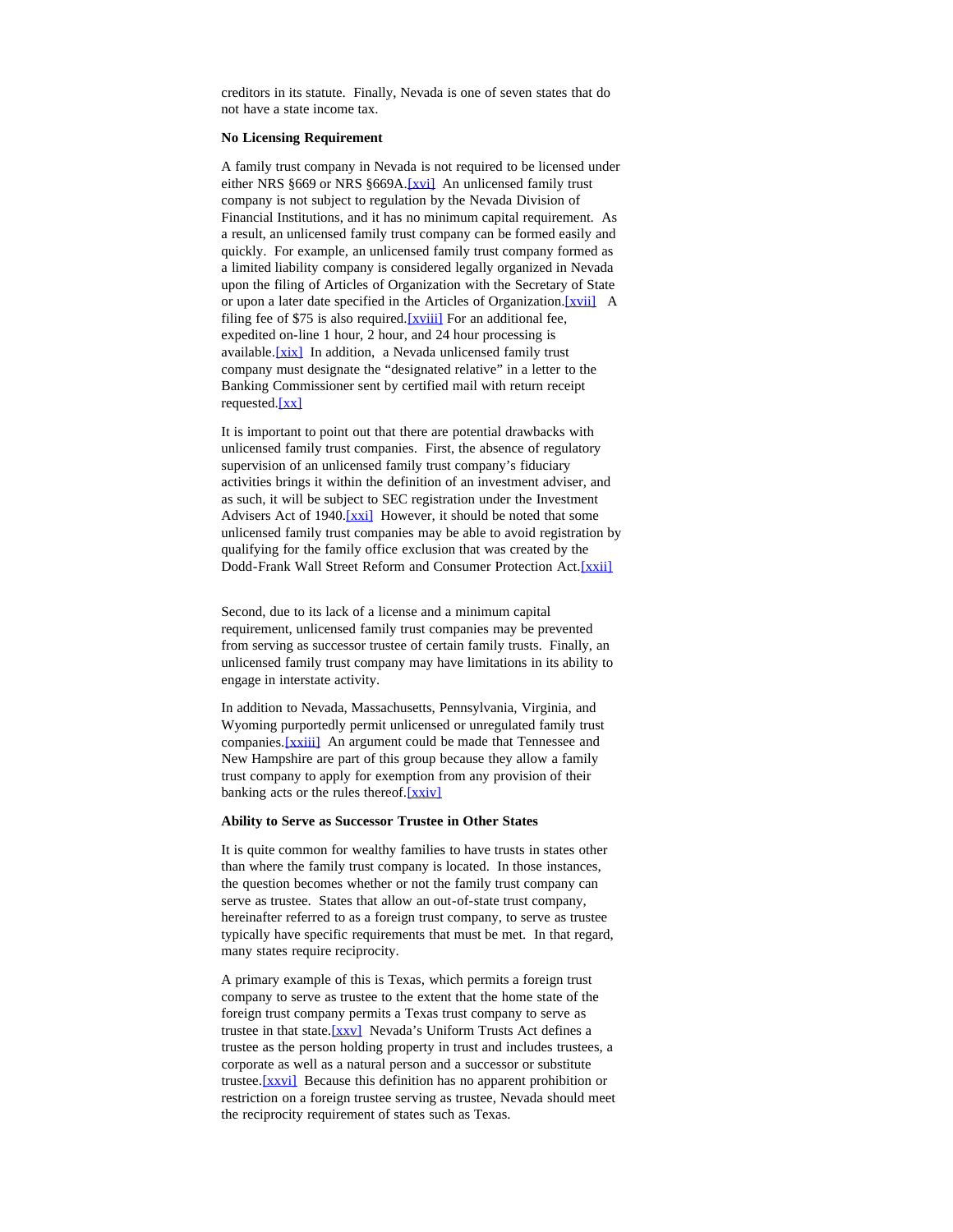creditors in its statute. Finally, Nevada is one of seven states that do not have a state income tax.

**No Licensing Requirement**

A family trust company in Nevada is not required to be licensed under either NRS §669 or NRS §669A.[xvi] An unlicensed family trust company is not subject to regulation by the Nevada Division of Financial Institutions, and it has no minimum capital requirement. As a result, an unlicensed family trust company can be formed easily and quickly. For example, an unlicensed family trust company formed as a limited liability company is considered legally organized in Nevada upon the filing of Articles of Organization with the Secretary of State or upon a later date specified in the Articles of Organization.[xvii] A filing fee of $75 is also required.[xviii] For an additional fee, expedited on-line 1 hour, 2 hour, and 24 hour processing is available.[xix] In addition, a Nevada unlicensed family trust company must designate the "designated relative" in a letter to the Banking Commissioner sent by certified mail with return receipt requested.[xx]

It is important to point out that there are potential drawbacks with unlicensed family trust companies. First, the absence of regulatory supervision of an unlicensed family trust company's fiduciary activities brings it within the definition of an investment adviser, and as such, it will be subject to SEC registration under the Investment Advisers Act of 1940.[xxi] However, it should be noted that some unlicensed family trust companies may be able to avoid registration by qualifying for the family office exclusion that was created by the Dodd-Frank Wall Street Reform and Consumer Protection Act.[xxii]

Second, due to its lack of a license and a minimum capital requirement, unlicensed family trust companies may be prevented from serving as successor trustee of certain family trusts. Finally, an unlicensed family trust company may have limitations in its ability to engage in interstate activity.

In addition to Nevada, Massachusetts, Pennsylvania, Virginia, and Wyoming purportedly permit unlicensed or unregulated family trust companies.[xxiii] An argument could be made that Tennessee and New Hampshire are part of this group because they allow a family trust company to apply for exemption from any provision of their banking acts or the rules thereof.[xxiv]

**Ability to Serve as Successor Trustee in Other States**

It is quite common for wealthy families to have trusts in states other than where the family trust company is located. In those instances, the question becomes whether or not the family trust company can serve as trustee. States that allow an out-of-state trust company, hereinafter referred to as a foreign trust company, to serve as trustee typically have specific requirements that must be met. In that regard, many states require reciprocity.

A primary example of this is Texas, which permits a foreign trust company to serve as trustee to the extent that the home state of the foreign trust company permits a Texas trust company to serve as trustee in that state.[xxv] Nevada's Uniform Trusts Act defines a trustee as the person holding property in trust and includes trustees, a corporate as well as a natural person and a successor or substitute trustee.[xxvi] Because this definition has no apparent prohibition or restriction on a foreign trustee serving as trustee, Nevada should meet the reciprocity requirement of states such as Texas.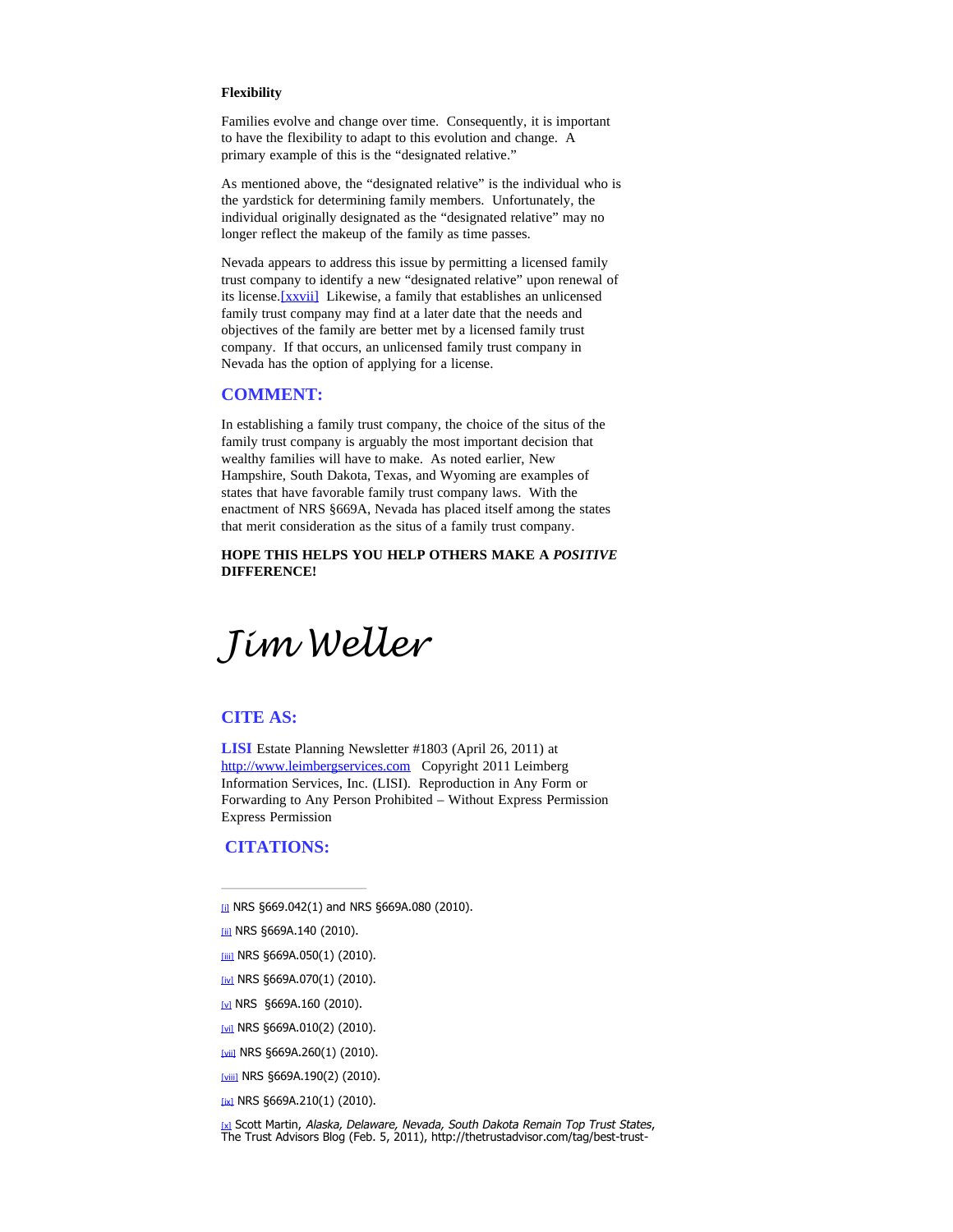**Flexibility**

Families evolve and change over time. Consequently, it is important to have the flexibility to adapt to this evolution and change. A primary example of this is the "designated relative."

As mentioned above, the "designated relative" is the individual who is the yardstick for determining family members. Unfortunately, the individual originally designated as the "designated relative" may no longer reflect the makeup of the family as time passes.

Nevada appears to address this issue by permitting a licensed family trust company to identify a new "designated relative" upon renewal of its license.[xxvii] Likewise, a family that establishes an unlicensed family trust company may find at a later date that the needs and objectives of the family are better met by a licensed family trust company. If that occurs, an unlicensed family trust company in Nevada has the option of applying for a license.

## COMMENT:

In establishing a family trust company, the choice of the situs of the family trust company is arguably the most important decision that wealthy families will have to make. As noted earlier, New Hampshire, South Dakota, Texas, and Wyoming are examples of states that have favorable family trust company laws. With the enactment of NRS §669A, Nevada has placed itself among the states that merit consideration as the situs of a family trust company.

**HOPE THIS HELPS YOU HELP OTHERS MAKE A *POSITIVE* DIFFERENCE!**

*Jim Weller*

## CITE AS:

**LISI** Estate Planning Newsletter #1803 (April 26, 2011) at http://www.leimbergservices.com Copyright 2011 Leimberg Information Services, Inc. (LISI). Reproduction in Any Form or Forwarding to Any Person Prohibited – Without Express Permission Express Permission

## CITATIONS:

---

[i] NRS §669.042(1) and NRS §669A.080 (2010).

[ii] NRS §669A.140 (2010).

[iii] NRS §669A.050(1) (2010).

[iv] NRS §669A.070(1) (2010).

[v] NRS §669A.160 (2010).

[vi] NRS §669A.010(2) (2010).

[vii] NRS §669A.260(1) (2010).

[viii] NRS §669A.190(2) (2010).

[ix] NRS §669A.210(1) (2010).

[x] Scott Martin, *Alaska, Delaware, Nevada, South Dakota Remain Top Trust States*, The Trust Advisors Blog (Feb. 5, 2011), http://thetrustadvisor.com/tag/best-trust-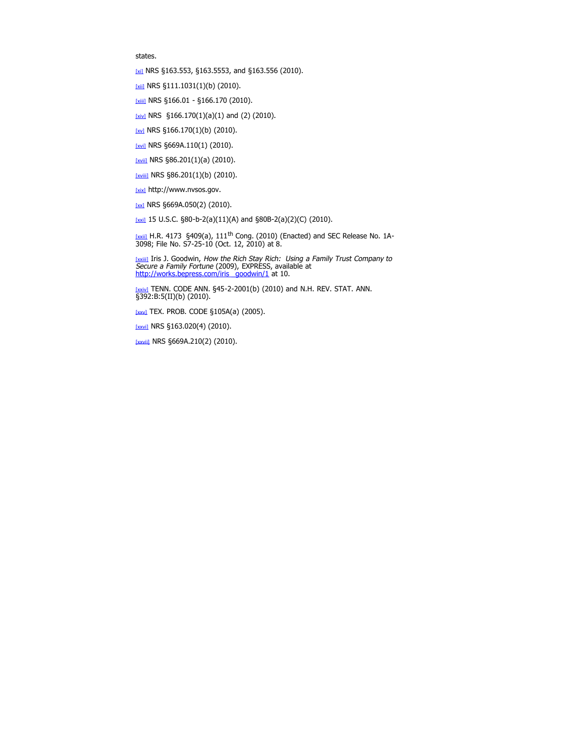states.

[xi] NRS §163.553, §163.5553, and §163.556 (2010).

[xii] NRS §111.1031(1)(b) (2010).

[xiii] NRS §166.01 - §166.170 (2010).

[xiv] NRS §166.170(1)(a)(1) and (2) (2010).

[xv] NRS §166.170(1)(b) (2010).

[xvi] NRS §669A.110(1) (2010).

[xvii] NRS §86.201(1)(a) (2010).

[xviii] NRS §86.201(1)(b) (2010).

[xix] http://www.nvsos.gov.

[xx] NRS §669A.050(2) (2010).

[xxi] 15 U.S.C. §80-b-2(a)(11)(A) and §80B-2(a)(2)(C) (2010).

[xxii] H.R. 4173 §409(a), 111th Cong. (2010) (Enacted) and SEC Release No. 1A-3098; File No. S7-25-10 (Oct. 12, 2010) at 8.

[xxiii] Iris J. Goodwin, *How the Rich Stay Rich: Using a Family Trust Company to Secure a Family Fortune* (2009), EXPRESS, available at http://works.bepress.com/iris_goodwin/1 at 10.

[xxiv] TENN. CODE ANN. §45-2-2001(b) (2010) and N.H. REV. STAT. ANN. §392:B:5(II)(b) (2010).

[xxv] TEX. PROB. CODE §105A(a) (2005).

[xxvi] NRS §163.020(4) (2010).

[xxvii] NRS §669A.210(2) (2010).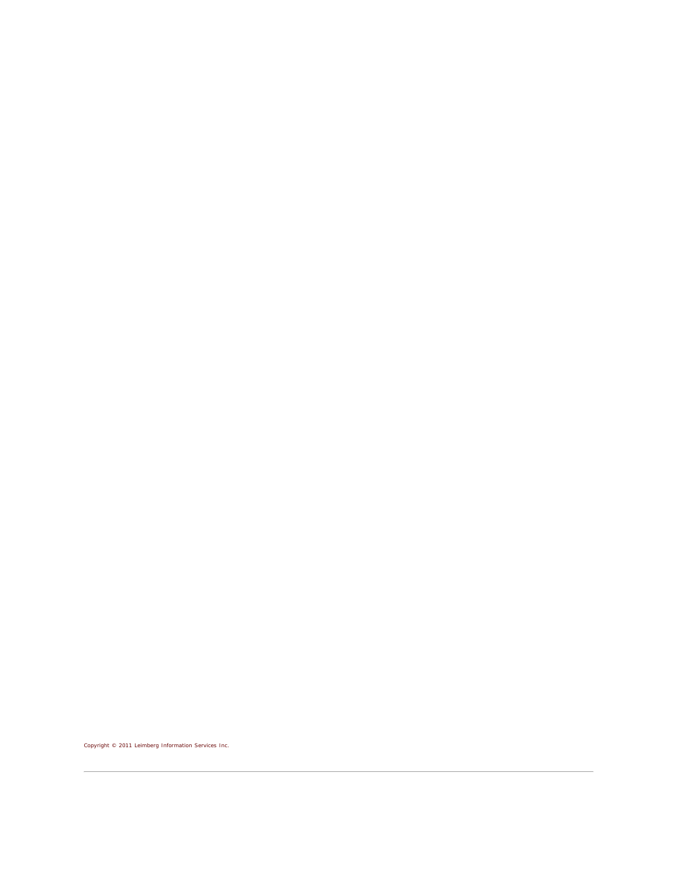Copyright © 2011 Leimberg Information Services Inc.